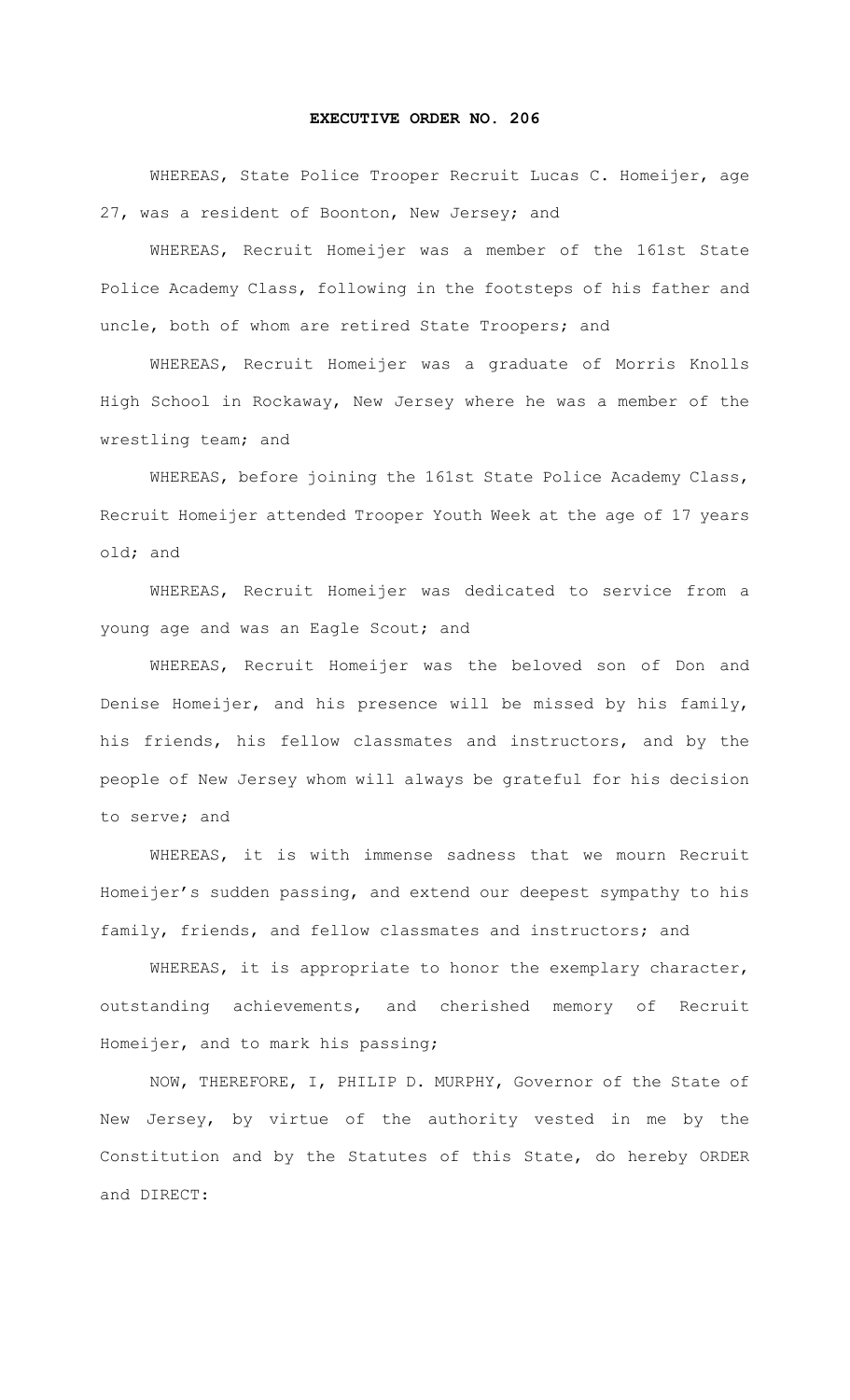# EXECUTIVE ORDER NO. 206

WHEREAS, State Police Trooper Recruit Lucas C. Homeijer, age 27, was a resident of Boonton, New Jersey; and

WHEREAS, Recruit Homeijer was a member of the 161st State Police Academy Class, following in the footsteps of his father and uncle, both of whom are retired State Troopers; and

WHEREAS, Recruit Homeijer was a graduate of Morris Knolls High School in Rockaway, New Jersey where he was a member of the wrestling team; and

WHEREAS, before joining the 161st State Police Academy Class, Recruit Homeijer attended Trooper Youth Week at the age of 17 years old; and

WHEREAS, Recruit Homeijer was dedicated to service from a young age and was an Eagle Scout; and

WHEREAS, Recruit Homeijer was the beloved son of Don and Denise Homeijer, and his presence will be missed by his family, his friends, his fellow classmates and instructors, and by the people of New Jersey whom will always be grateful for his decision to serve; and

WHEREAS, it is with immense sadness that we mourn Recruit Homeijer's sudden passing, and extend our deepest sympathy to his family, friends, and fellow classmates and instructors; and

WHEREAS, it is appropriate to honor the exemplary character, outstanding achievements, and cherished memory of Recruit Homeijer, and to mark his passing;

NOW, THEREFORE, I, PHILIP D. MURPHY, Governor of the State of New Jersey, by virtue of the authority vested in me by the Constitution and by the Statutes of this State, do hereby ORDER and DIRECT: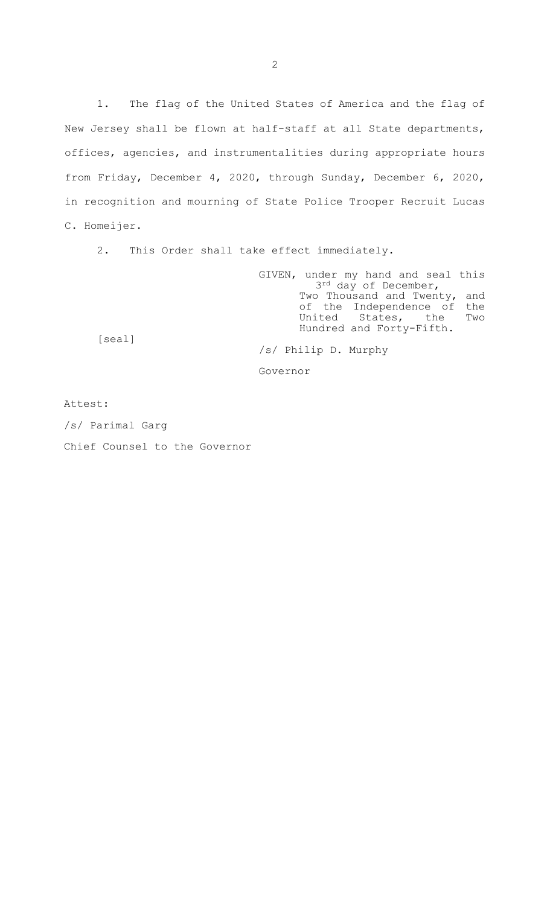1. The flag of the United States of America and the flag of New Jersey shall be flown at half-staff at all State departments, offices, agencies, and instrumentalities during appropriate hours from Friday, December 4, 2020, through Sunday, December 6, 2020, in recognition and mourning of State Police Trooper Recruit Lucas C. Homeijer.

2. This Order shall take effect immediately.

GIVEN, under my hand and seal this 3rd day of December, Two Thousand and Twenty, and of the Independence of the United States, the Two Hundred and Forty-Fifth.

[seal]

/s/ Philip D. Murphy

Governor

Attest:

/s/ Parimal Garg

Chief Counsel to the Governor